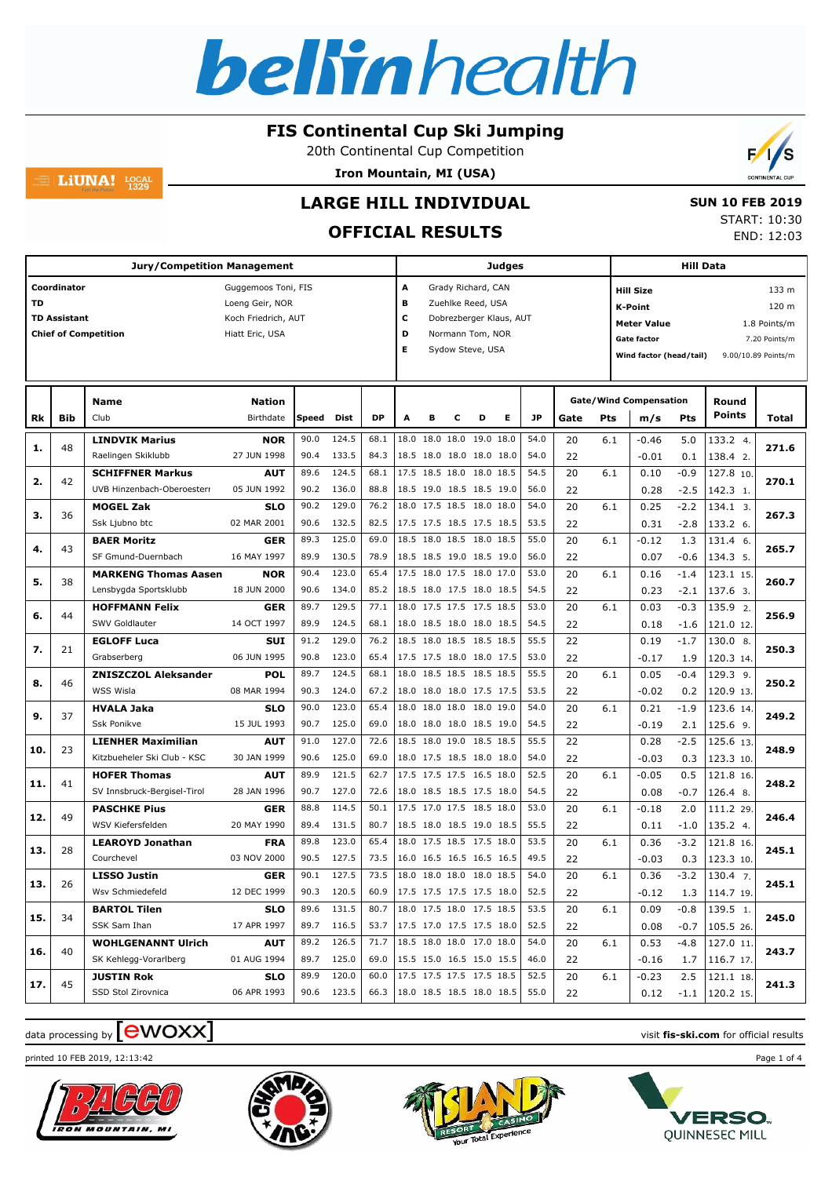# FIS Continental Cup Ski Jumping

20th Continental Cup Competition

**Iron Mountain, MI (USA)**

## LARGE HILL INDIVIDUAL

## OFFICIAL RESULTS

**SUN 10 FEB 2019**

START: 10:30
END: 12:03

| Jury/Competition Management | |
|---|---|
| **Coordinator** | Guggemoos Toni, FIS |
| **TD** | Loeng Geir, NOR |
| **TD Assistant** | Koch Friedrich, AUT |
| **Chief of Competition** | Hiatt Eric, USA |

| Judges | |
|---|---|
| **A** | Grady Richard, CAN |
| **B** | Zuehlke Reed, USA |
| **C** | Dobrezberger Klaus, AUT |
| **D** | Normann Tom, NOR |
| **E** | Sydow Steve, USA |

| Hill Data | |
|---|---|
| **Hill Size** | 133 m |
| **K-Point** | 120 m |
| **Meter Value** | 1.8 Points/m |
| **Gate factor** | 7.20 Points/m |
| **Wind factor (head/tail)** | 9.00/10.89 Points/m |

| Rk | Bib | Name / Club | Nation / Birthdate | Speed | Dist | DP | A | B | C | D | E | JP | Gate | Pts | m/s | Pts | Round Points | Total |
|---|---|---|---|---|---|---|---|---|---|---|---|---|---|---|---|---|---|---|
| 1. | 48 | **LINDVIK Marius** | **NOR** | 90.0 | 124.5 | 68.1 | 18.0 | 18.0 | 18.0 | 19.0 | 18.0 | 54.0 | 20 | 6.1 | -0.46 | 5.0 | 133.2 4. | 271.6 |
| | | Raelingen Skiklubb | 27 JUN 1998 | 90.4 | 133.5 | 84.3 | 18.5 | 18.0 | 18.0 | 18.0 | 18.0 | 54.0 | 22 | | -0.01 | 0.1 | 138.4 2. | |
| 2. | 42 | **SCHIFFNER Markus** | **AUT** | 89.6 | 124.5 | 68.1 | 17.5 | 18.5 | 18.0 | 18.0 | 18.5 | 54.5 | 20 | 6.1 | 0.10 | -0.9 | 127.8 10. | 270.1 |
| | | UVB Hinzenbach-Oberoesterr | 05 JUN 1992 | 90.2 | 136.0 | 88.8 | 18.5 | 19.0 | 18.5 | 18.5 | 19.0 | 56.0 | 22 | | 0.28 | -2.5 | 142.3 1. | |
| 3. | 36 | **MOGEL Zak** | **SLO** | 90.2 | 129.0 | 76.2 | 18.0 | 17.5 | 18.5 | 18.0 | 18.0 | 54.0 | 20 | 6.1 | 0.25 | -2.2 | 134.1 3. | 267.3 |
| | | Ssk Ljubno btc | 02 MAR 2001 | 90.6 | 132.5 | 82.5 | 17.5 | 17.5 | 18.5 | 17.5 | 18.5 | 53.5 | 22 | | 0.31 | -2.8 | 133.2 6. | |
| 4. | 43 | **BAER Moritz** | **GER** | 89.3 | 125.0 | 69.0 | 18.5 | 18.0 | 18.5 | 18.0 | 18.5 | 55.0 | 20 | 6.1 | -0.12 | 1.3 | 131.4 6. | 265.7 |
| | | SF Gmund-Duernbach | 16 MAY 1997 | 89.9 | 130.5 | 78.9 | 18.5 | 18.5 | 19.0 | 18.5 | 19.0 | 56.0 | 22 | | 0.07 | -0.6 | 134.3 5. | |
| 5. | 38 | **MARKENG Thomas Aasen** | **NOR** | 90.4 | 123.0 | 65.4 | 17.5 | 18.0 | 17.5 | 18.0 | 17.0 | 53.0 | 20 | 6.1 | 0.16 | -1.4 | 123.1 15. | 260.7 |
| | | Lensbygda Sportsklubb | 18 JUN 2000 | 90.6 | 134.0 | 85.2 | 18.5 | 18.0 | 17.5 | 18.0 | 18.5 | 54.5 | 22 | | 0.23 | -2.1 | 137.6 3. | |
| 6. | 44 | **HOFFMANN Felix** | **GER** | 89.7 | 129.5 | 77.1 | 18.0 | 17.5 | 17.5 | 17.5 | 18.5 | 53.0 | 20 | 6.1 | 0.03 | -0.3 | 135.9 2. | 256.9 |
| | | SWV Goldlauter | 14 OCT 1997 | 89.9 | 124.5 | 68.1 | 18.0 | 18.5 | 18.0 | 18.0 | 18.5 | 54.5 | 22 | | 0.18 | -1.6 | 121.0 12. | |
| 7. | 21 | **EGLOFF Luca** | **SUI** | 91.2 | 129.0 | 76.2 | 18.5 | 18.0 | 18.5 | 18.5 | 18.5 | 55.5 | 22 | | 0.19 | -1.7 | 130.0 8. | 250.3 |
| | | Grabserberg | 06 JUN 1995 | 90.8 | 123.0 | 65.4 | 17.5 | 17.5 | 18.0 | 18.0 | 17.5 | 53.0 | 22 | | -0.17 | 1.9 | 120.3 14. | |
| 8. | 46 | **ZNISZCZOL Aleksander** | **POL** | 89.7 | 124.5 | 68.1 | 18.0 | 18.5 | 18.0 | 18.5 | 18.5 | 55.5 | 20 | 6.1 | 0.05 | -0.4 | 129.3 9. | 250.2 |
| | | WSS Wisla | 08 MAR 1994 | 90.3 | 124.0 | 67.2 | 18.0 | 18.0 | 18.0 | 17.5 | 17.5 | 53.5 | 22 | | -0.02 | 0.2 | 120.9 13. | |
| 9. | 37 | **HVALA Jaka** | **SLO** | 90.0 | 123.0 | 65.4 | 18.0 | 18.0 | 18.0 | 18.0 | 19.0 | 54.0 | 20 | 6.1 | 0.21 | -1.9 | 123.6 14. | 249.2 |
| | | Ssk Ponikve | 15 JUL 1993 | 90.7 | 125.0 | 69.0 | 18.0 | 18.0 | 18.0 | 18.5 | 19.0 | 54.5 | 22 | | -0.19 | 2.1 | 125.6 9. | |
| 10. | 23 | **LIENHER Maximilian** | **AUT** | 91.0 | 127.0 | 72.6 | 18.5 | 18.0 | 19.0 | 18.5 | 18.5 | 55.5 | 22 | | 0.28 | -2.5 | 125.6 13. | 248.9 |
| | | Kitzbueheler Ski Club - KSC | 30 JAN 1999 | 90.6 | 125.0 | 69.0 | 18.0 | 17.5 | 18.5 | 18.0 | 18.0 | 54.0 | 22 | | -0.03 | 0.3 | 123.3 10. | |
| 11. | 41 | **HOFER Thomas** | **AUT** | 89.9 | 121.5 | 62.7 | 17.5 | 17.5 | 17.5 | 16.5 | 18.0 | 52.5 | 20 | 6.1 | -0.05 | 0.5 | 121.8 16. | 248.2 |
| | | SV Innsbruck-Bergisel-Tirol | 28 JAN 1996 | 90.7 | 127.0 | 72.6 | 18.0 | 18.5 | 18.5 | 17.5 | 18.0 | 54.5 | 22 | | 0.08 | -0.7 | 126.4 8. | |
| 12. | 49 | **PASCHKE Pius** | **GER** | 88.8 | 114.5 | 50.1 | 17.5 | 17.0 | 17.5 | 18.5 | 18.0 | 53.0 | 20 | 6.1 | -0.18 | 2.0 | 111.2 29. | 246.4 |
| | | WSV Kiefersfelden | 20 MAY 1990 | 89.4 | 131.5 | 80.7 | 18.5 | 18.0 | 18.5 | 19.0 | 18.5 | 55.5 | 22 | | 0.11 | -1.0 | 135.2 4. | |
| 13. | 28 | **LEAROYD Jonathan** | **FRA** | 89.8 | 123.0 | 65.4 | 18.0 | 17.5 | 18.5 | 17.5 | 18.0 | 53.5 | 20 | 6.1 | 0.36 | -3.2 | 121.8 16. | 245.1 |
| | | Courchevel | 03 NOV 2000 | 90.5 | 127.5 | 73.5 | 16.0 | 16.5 | 16.5 | 16.5 | 16.5 | 49.5 | 22 | | -0.03 | 0.3 | 123.3 10. | |
| 13. | 26 | **LISSO Justin** | **GER** | 90.1 | 127.5 | 73.5 | 18.0 | 18.0 | 18.0 | 18.0 | 18.5 | 54.0 | 20 | 6.1 | 0.36 | -3.2 | 130.4 7. | 245.1 |
| | | Wsv Schmiedefeld | 12 DEC 1999 | 90.3 | 120.5 | 60.9 | 17.5 | 17.5 | 17.5 | 17.5 | 18.0 | 52.5 | 22 | | -0.12 | 1.3 | 114.7 19. | |
| 15. | 34 | **BARTOL Tilen** | **SLO** | 89.6 | 131.5 | 80.7 | 18.0 | 17.5 | 18.0 | 17.5 | 18.5 | 53.5 | 20 | 6.1 | 0.09 | -0.8 | 139.5 1. | 245.0 |
| | | SSK Sam Ihan | 17 APR 1997 | 89.7 | 116.5 | 53.7 | 17.5 | 17.0 | 17.5 | 17.5 | 18.0 | 52.5 | 22 | | 0.08 | -0.7 | 105.5 26. | |
| 16. | 40 | **WOHLGENANNT Ulrich** | **AUT** | 89.2 | 126.5 | 71.7 | 18.5 | 18.0 | 18.0 | 17.0 | 18.0 | 54.0 | 20 | 6.1 | 0.53 | -4.8 | 127.0 11. | 243.7 |
| | | SK Kehlegg-Vorarlberg | 01 AUG 1994 | 89.7 | 125.0 | 69.0 | 15.5 | 15.0 | 16.5 | 15.0 | 15.5 | 46.0 | 22 | | -0.16 | 1.7 | 116.7 17. | |
| 17. | 45 | **JUSTIN Rok** | **SLO** | 89.9 | 120.0 | 60.0 | 17.5 | 17.5 | 17.5 | 17.5 | 18.5 | 52.5 | 20 | 6.1 | -0.23 | 2.5 | 121.1 18. | 241.3 |
| | | SSD Stol Zirovnica | 06 APR 1993 | 90.6 | 123.5 | 66.3 | 18.0 | 18.5 | 18.5 | 18.0 | 18.5 | 55.0 | 22 | | 0.12 | -1.1 | 120.2 15. | |

data processing by ewoxx — visit **fis-ski.com** for official results

printed 10 FEB 2019, 12:13:42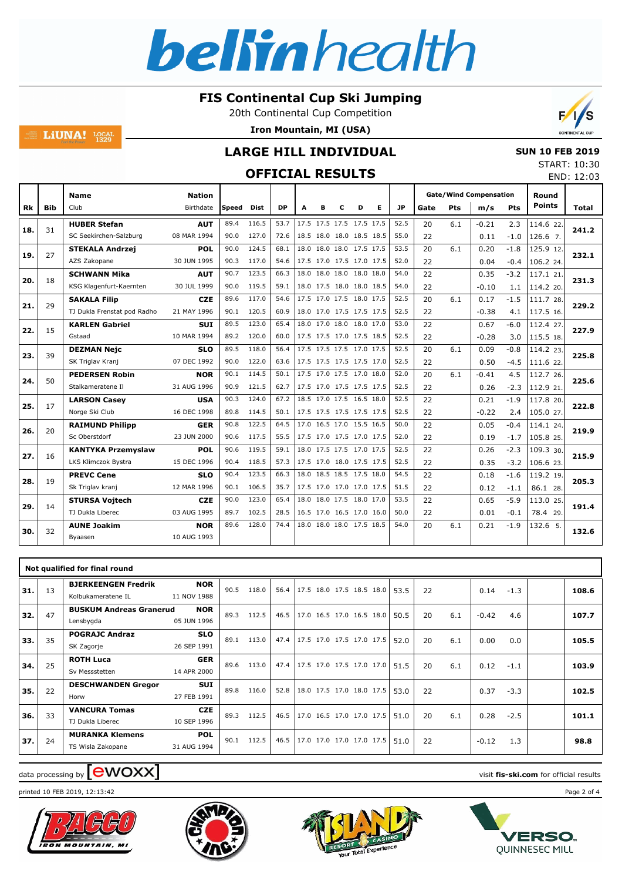# FIS Continental Cup Ski Jumping

20th Continental Cup Competition

**Iron Mountain, MI (USA)**

## LARGE HILL INDIVIDUAL

### OFFICIAL RESULTS

**SUN 10 FEB 2019**
START: 10:30
END: 12:03

| Rk | Bib | Name / Club | Nation / Birthdate | Speed | Dist | DP | A | B | C | D | E | JP | Gate | Pts | m/s | Pts | Round Points | Total |
|---|---|---|---|---|---|---|---|---|---|---|---|---|---|---|---|---|---|---|
| 18. | 31 | **HUBER Stefan** | **AUT** | 89.4 | 116.5 | 53.7 | 17.5 | 17.5 | 17.5 | 17.5 | 17.5 | 52.5 | 20 | 6.1 | -0.21 | 2.3 | 114.6 22. | 241.2 |
| | | SC Seekirchen-Salzburg | 08 MAR 1994 | 90.0 | 127.0 | 72.6 | 18.5 | 18.0 | 18.0 | 18.5 | 18.5 | 55.0 | 22 | | 0.11 | -1.0 | 126.6 7. | |
| 19. | 27 | **STEKALA Andrzej** | **POL** | 90.0 | 124.5 | 68.1 | 18.0 | 18.0 | 18.0 | 17.5 | 17.5 | 53.5 | 20 | 6.1 | 0.20 | -1.8 | 125.9 12. | 232.1 |
| | | AZS Zakopane | 30 JUN 1995 | 90.3 | 117.0 | 54.6 | 17.5 | 17.0 | 17.5 | 17.0 | 17.5 | 52.0 | 22 | | 0.04 | -0.4 | 106.2 24. | |
| 20. | 18 | **SCHWANN Mika** | **AUT** | 90.7 | 123.5 | 66.3 | 18.0 | 18.0 | 18.0 | 18.0 | 18.0 | 54.0 | 22 | | 0.35 | -3.2 | 117.1 21. | 231.3 |
| | | KSG Klagenfurt-Kaernten | 30 JUL 1999 | 90.0 | 119.5 | 59.1 | 18.0 | 17.5 | 18.0 | 18.0 | 18.5 | 54.0 | 22 | | -0.10 | 1.1 | 114.2 20. | |
| 21. | 29 | **SAKALA Filip** | **CZE** | 89.6 | 117.0 | 54.6 | 17.5 | 17.0 | 17.5 | 18.0 | 17.5 | 52.5 | 20 | 6.1 | 0.17 | -1.5 | 111.7 28. | 229.2 |
| | | TJ Dukla Frenstat pod Radho | 21 MAY 1996 | 90.1 | 120.5 | 60.9 | 18.0 | 17.0 | 17.5 | 17.5 | 17.5 | 52.5 | 22 | | -0.38 | 4.1 | 117.5 16. | |
| 22. | 15 | **KARLEN Gabriel** | **SUI** | 89.5 | 123.0 | 65.4 | 18.0 | 17.0 | 18.0 | 18.0 | 17.0 | 53.0 | 22 | | 0.67 | -6.0 | 112.4 27. | 227.9 |
| | | Gstaad | 10 MAR 1994 | 89.2 | 120.0 | 60.0 | 17.5 | 17.5 | 17.0 | 17.5 | 18.5 | 52.5 | 22 | | -0.28 | 3.0 | 115.5 18. | |
| 23. | 39 | **DEZMAN Nejc** | **SLO** | 89.5 | 118.0 | 56.4 | 17.5 | 17.5 | 17.5 | 17.0 | 17.5 | 52.5 | 20 | 6.1 | 0.09 | -0.8 | 114.2 23. | 225.8 |
| | | SK Triglav Kranj | 07 DEC 1992 | 90.0 | 122.0 | 63.6 | 17.5 | 17.5 | 17.5 | 17.5 | 17.0 | 52.5 | 22 | | 0.50 | -4.5 | 111.6 22. | |
| 24. | 50 | **PEDERSEN Robin** | **NOR** | 90.1 | 114.5 | 50.1 | 17.5 | 17.0 | 17.5 | 17.0 | 18.0 | 52.0 | 20 | 6.1 | -0.41 | 4.5 | 112.7 26. | 225.6 |
| | | Stalkameratene Il | 31 AUG 1996 | 90.9 | 121.5 | 62.7 | 17.5 | 17.0 | 17.5 | 17.5 | 17.5 | 52.5 | 22 | | 0.26 | -2.3 | 112.9 21. | |
| 25. | 17 | **LARSON Casey** | **USA** | 90.3 | 124.0 | 67.2 | 18.5 | 17.0 | 17.5 | 16.5 | 18.0 | 52.5 | 22 | | 0.21 | -1.9 | 117.8 20. | 222.8 |
| | | Norge Ski Club | 16 DEC 1998 | 89.8 | 114.5 | 50.1 | 17.5 | 17.5 | 17.5 | 17.5 | 17.5 | 52.5 | 22 | | -0.22 | 2.4 | 105.0 27. | |
| 26. | 20 | **RAIMUND Philipp** | **GER** | 90.8 | 122.5 | 64.5 | 17.0 | 16.5 | 17.0 | 15.5 | 16.5 | 50.0 | 22 | | 0.05 | -0.4 | 114.1 24. | 219.9 |
| | | Sc Oberstdorf | 23 JUN 2000 | 90.6 | 117.5 | 55.5 | 17.5 | 17.0 | 17.5 | 17.0 | 17.5 | 52.0 | 22 | | 0.19 | -1.7 | 105.8 25. | |
| 27. | 16 | **KANTYKA Przemyslaw** | **POL** | 90.6 | 119.5 | 59.1 | 18.0 | 17.5 | 17.5 | 17.0 | 17.5 | 52.5 | 22 | | 0.26 | -2.3 | 109.3 30. | 215.9 |
| | | LKS Klimczok Bystra | 15 DEC 1996 | 90.4 | 118.5 | 57.3 | 17.5 | 17.0 | 18.0 | 17.5 | 17.5 | 52.5 | 22 | | 0.35 | -3.2 | 106.6 23. | |
| 28. | 19 | **PREVC Cene** | **SLO** | 90.4 | 123.5 | 66.3 | 18.0 | 18.5 | 18.5 | 17.5 | 18.0 | 54.5 | 22 | | 0.18 | -1.6 | 119.2 19. | 205.3 |
| | | Sk Triglav kranj | 12 MAR 1996 | 90.1 | 106.5 | 35.7 | 17.5 | 17.0 | 17.0 | 17.0 | 17.5 | 51.5 | 22 | | 0.12 | -1.1 | 86.1 28. | |
| 29. | 14 | **STURSA Vojtech** | **CZE** | 90.0 | 123.0 | 65.4 | 18.0 | 18.0 | 17.5 | 18.0 | 17.0 | 53.5 | 22 | | 0.65 | -5.9 | 113.0 25. | 191.4 |
| | | TJ Dukla Liberec | 03 AUG 1995 | 89.7 | 102.5 | 28.5 | 16.5 | 17.0 | 16.5 | 17.0 | 16.0 | 50.0 | 22 | | 0.01 | -0.1 | 78.4 29. | |
| 30. | 32 | **AUNE Joakim** | **NOR** | 89.6 | 128.0 | 74.4 | 18.0 | 18.0 | 18.0 | 17.5 | 18.5 | 54.0 | 20 | 6.1 | 0.21 | -1.9 | 132.6 5. | 132.6 |
| | | Byaasen | 10 AUG 1993 | | | | | | | | | | | | | | | |

**Not qualified for final round**

| Rk | Bib | Name / Club | Nation / Birthdate | Speed | Dist | DP | A | B | C | D | E | JP | Gate | Pts | m/s | Pts | Round Points | Total |
|---|---|---|---|---|---|---|---|---|---|---|---|---|---|---|---|---|---|---|
| 31. | 13 | **BJERKEENGEN Fredrik** / Kolbukameratene IL | **NOR** / 11 NOV 1988 | 90.5 | 118.0 | 56.4 | 17.5 | 18.0 | 17.5 | 18.5 | 18.0 | 53.5 | 22 | | 0.14 | -1.3 | | 108.6 |
| 32. | 47 | **BUSKUM Andreas Granerud** / Lensbygda | **NOR** / 05 JUN 1996 | 89.3 | 112.5 | 46.5 | 17.0 | 16.5 | 17.0 | 16.5 | 18.0 | 50.5 | 20 | 6.1 | -0.42 | 4.6 | | 107.7 |
| 33. | 35 | **POGRAJC Andraz** / SK Zagorje | **SLO** / 26 SEP 1991 | 89.1 | 113.0 | 47.4 | 17.5 | 17.0 | 17.5 | 17.0 | 17.5 | 52.0 | 20 | 6.1 | 0.00 | 0.0 | | 105.5 |
| 34. | 25 | **ROTH Luca** / Sv Messstetten | **GER** / 14 APR 2000 | 89.6 | 113.0 | 47.4 | 17.5 | 17.0 | 17.5 | 17.0 | 17.0 | 51.5 | 20 | 6.1 | 0.12 | -1.1 | | 103.9 |
| 35. | 22 | **DESCHWANDEN Gregor** / Horw | **SUI** / 27 FEB 1991 | 89.8 | 116.0 | 52.8 | 18.0 | 17.5 | 17.0 | 18.0 | 17.5 | 53.0 | 22 | | 0.37 | -3.3 | | 102.5 |
| 36. | 33 | **VANCURA Tomas** / TJ Dukla Liberec | **CZE** / 10 SEP 1996 | 89.3 | 112.5 | 46.5 | 17.0 | 16.5 | 17.0 | 17.0 | 17.5 | 51.0 | 20 | 6.1 | 0.28 | -2.5 | | 101.1 |
| 37. | 24 | **MURANKA Klemens** / TS Wisla Zakopane | **POL** / 31 AUG 1994 | 90.1 | 112.5 | 46.5 | 17.0 | 17.0 | 17.0 | 17.0 | 17.5 | 51.0 | 22 | | -0.12 | 1.3 | | 98.8 |

data processing by ewoxx — visit **fis-ski.com** for official results

printed 10 FEB 2019, 12:13:42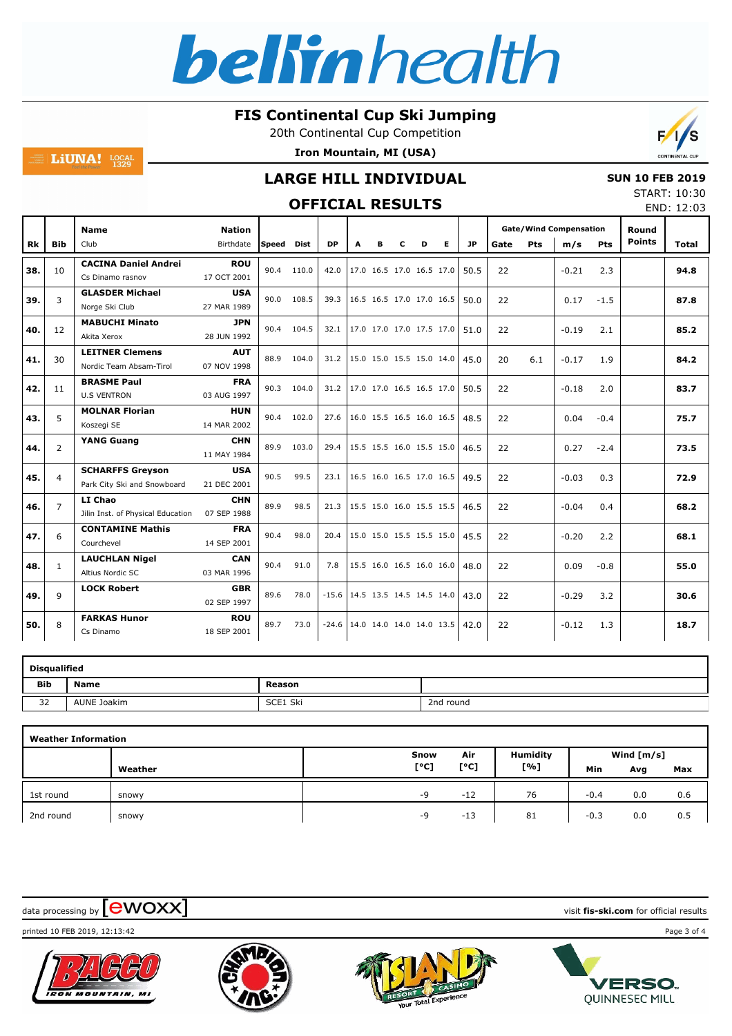# FIS Continental Cup Ski Jumping

20th Continental Cup Competition

**Iron Mountain, MI (USA)**

## LARGE HILL INDIVIDUAL

## OFFICIAL RESULTS

**SUN 10 FEB 2019**

START: 10:30

END: 12:03

| Rk | Bib | Name / Club | Nation / Birthdate | Speed | Dist | DP | A | B | C | D | E | JP | Gate | Gate Pts | Wind m/s | Wind Pts | Round Points | Total |
|---|---|---|---|---|---|---|---|---|---|---|---|---|---|---|---|---|---|---|
| 38. | 10 | **CACINA Daniel Andrei** Cs Dinamo rasnov | **ROU** 17 OCT 2001 | 90.4 | 110.0 | 42.0 | 17.0 | 16.5 | 17.0 | 16.5 | 17.0 | 50.5 | 22 | | -0.21 | 2.3 | | **94.8** |
| 39. | 3 | **GLASDER Michael** Norge Ski Club | **USA** 27 MAR 1989 | 90.0 | 108.5 | 39.3 | 16.5 | 16.5 | 17.0 | 17.0 | 16.5 | 50.0 | 22 | | 0.17 | -1.5 | | **87.8** |
| 40. | 12 | **MABUCHI Minato** Akita Xerox | **JPN** 28 JUN 1992 | 90.4 | 104.5 | 32.1 | 17.0 | 17.0 | 17.0 | 17.5 | 17.0 | 51.0 | 22 | | -0.19 | 2.1 | | **85.2** |
| 41. | 30 | **LEITNER Clemens** Nordic Team Absam-Tirol | **AUT** 07 NOV 1998 | 88.9 | 104.0 | 31.2 | 15.0 | 15.0 | 15.5 | 15.0 | 14.0 | 45.0 | 20 | 6.1 | -0.17 | 1.9 | | **84.2** |
| 42. | 11 | **BRASME Paul** U.S VENTRON | **FRA** 03 AUG 1997 | 90.3 | 104.0 | 31.2 | 17.0 | 17.0 | 16.5 | 16.5 | 17.0 | 50.5 | 22 | | -0.18 | 2.0 | | **83.7** |
| 43. | 5 | **MOLNAR Florian** Koszegi SE | **HUN** 14 MAR 2002 | 90.4 | 102.0 | 27.6 | 16.0 | 15.5 | 16.5 | 16.0 | 16.5 | 48.5 | 22 | | 0.04 | -0.4 | | **75.7** |
| 44. | 2 | **YANG Guang** | **CHN** 11 MAY 1984 | 89.9 | 103.0 | 29.4 | 15.5 | 15.5 | 16.0 | 15.5 | 15.0 | 46.5 | 22 | | 0.27 | -2.4 | | **73.5** |
| 45. | 4 | **SCHARFFS Greyson** Park City Ski and Snowboard | **USA** 21 DEC 2001 | 90.5 | 99.5 | 23.1 | 16.5 | 16.0 | 16.5 | 17.0 | 16.5 | 49.5 | 22 | | -0.03 | 0.3 | | **72.9** |
| 46. | 7 | **LI Chao** Jilin Inst. of Physical Education | **CHN** 07 SEP 1988 | 89.9 | 98.5 | 21.3 | 15.5 | 15.0 | 16.0 | 15.5 | 15.5 | 46.5 | 22 | | -0.04 | 0.4 | | **68.2** |
| 47. | 6 | **CONTAMINE Mathis** Courchevel | **FRA** 14 SEP 2001 | 90.4 | 98.0 | 20.4 | 15.0 | 15.0 | 15.5 | 15.5 | 15.0 | 45.5 | 22 | | -0.20 | 2.2 | | **68.1** |
| 48. | 1 | **LAUCHLAN Nigel** Altius Nordic SC | **CAN** 03 MAR 1996 | 90.4 | 91.0 | 7.8 | 15.5 | 16.0 | 16.5 | 16.0 | 16.0 | 48.0 | 22 | | 0.09 | -0.8 | | **55.0** |
| 49. | 9 | **LOCK Robert** | **GBR** 02 SEP 1997 | 89.6 | 78.0 | -15.6 | 14.5 | 13.5 | 14.5 | 14.5 | 14.0 | 43.0 | 22 | | -0.29 | 3.2 | | **30.6** |
| 50. | 8 | **FARKAS Hunor** Cs Dinamo | **ROU** 18 SEP 2001 | 89.7 | 73.0 | -24.6 | 14.0 | 14.0 | 14.0 | 14.0 | 13.5 | 42.0 | 22 | | -0.12 | 1.3 | | **18.7** |

**Disqualified**

| Bib | Name | Reason | |
|---|---|---|---|
| 32 | AUNE Joakim | SCE1 Ski | 2nd round |

**Weather Information**

| | Weather | Snow [°C] | Air [°C] | Humidity [%] | Wind [m/s] Min | Avg | Max |
|---|---|---|---|---|---|---|---|
| 1st round | snowy | -9 | -12 | 76 | -0.4 | 0.0 | 0.6 |
| 2nd round | snowy | -9 | -13 | 81 | -0.3 | 0.0 | 0.5 |

data processing by ewoxx

visit **fis-ski.com** for official results

printed 10 FEB 2019, 12:13:42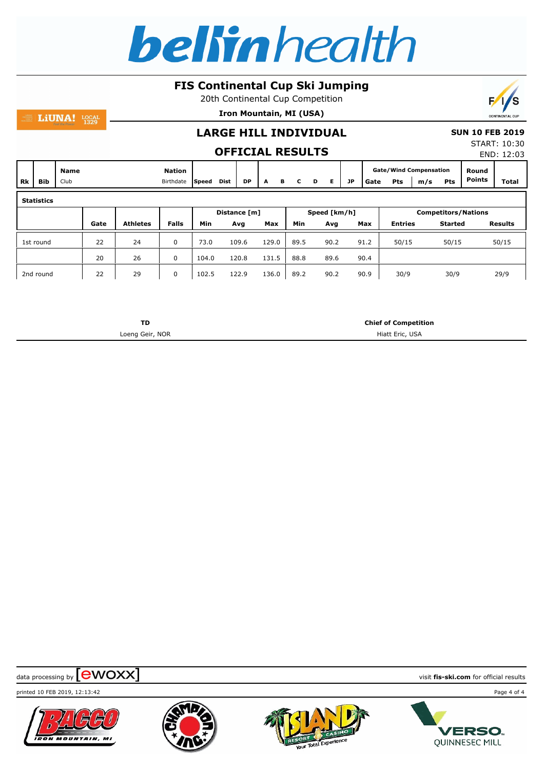# FIS Continental Cup Ski Jumping

20th Continental Cup Competition

**Iron Mountain, MI (USA)**

## LARGE HILL INDIVIDUAL

## OFFICIAL RESULTS

**SUN 10 FEB 2019**
START: 10:30
END: 12:03

| Rk | Bib | Name / Club | Nation / Birthdate | Speed | Dist | DP | A | B | C | D | E | JP | Gate | Gate Pts | Wind m/s | Wind Pts | Round Points | Total |
|---|---|---|---|---|---|---|---|---|---|---|---|---|---|---|---|---|---|---|

**Statistics**

| | Gate | Athletes | Falls | Distance [m] Min | Distance [m] Avg | Distance [m] Max | Speed [km/h] Min | Speed [km/h] Avg | Speed [km/h] Max | Competitors/Nations Entries | Competitors/Nations Started | Competitors/Nations Results |
|---|---|---|---|---|---|---|---|---|---|---|---|---|
| 1st round | 22 | 24 | 0 | 73.0 | 109.6 | 129.0 | 89.5 | 90.2 | 91.2 | 50/15 | 50/15 | 50/15 |
| | 20 | 26 | 0 | 104.0 | 120.8 | 131.5 | 88.8 | 89.6 | 90.4 | | | |
| 2nd round | 22 | 29 | 0 | 102.5 | 122.9 | 136.0 | 89.2 | 90.2 | 90.9 | 30/9 | 30/9 | 29/9 |

| TD | Chief of Competition |
|---|---|
| Loeng Geir, NOR | Hiatt Eric, USA |

data processing by ewoxx

visit **fis-ski.com** for official results

printed 10 FEB 2019, 12:13:42